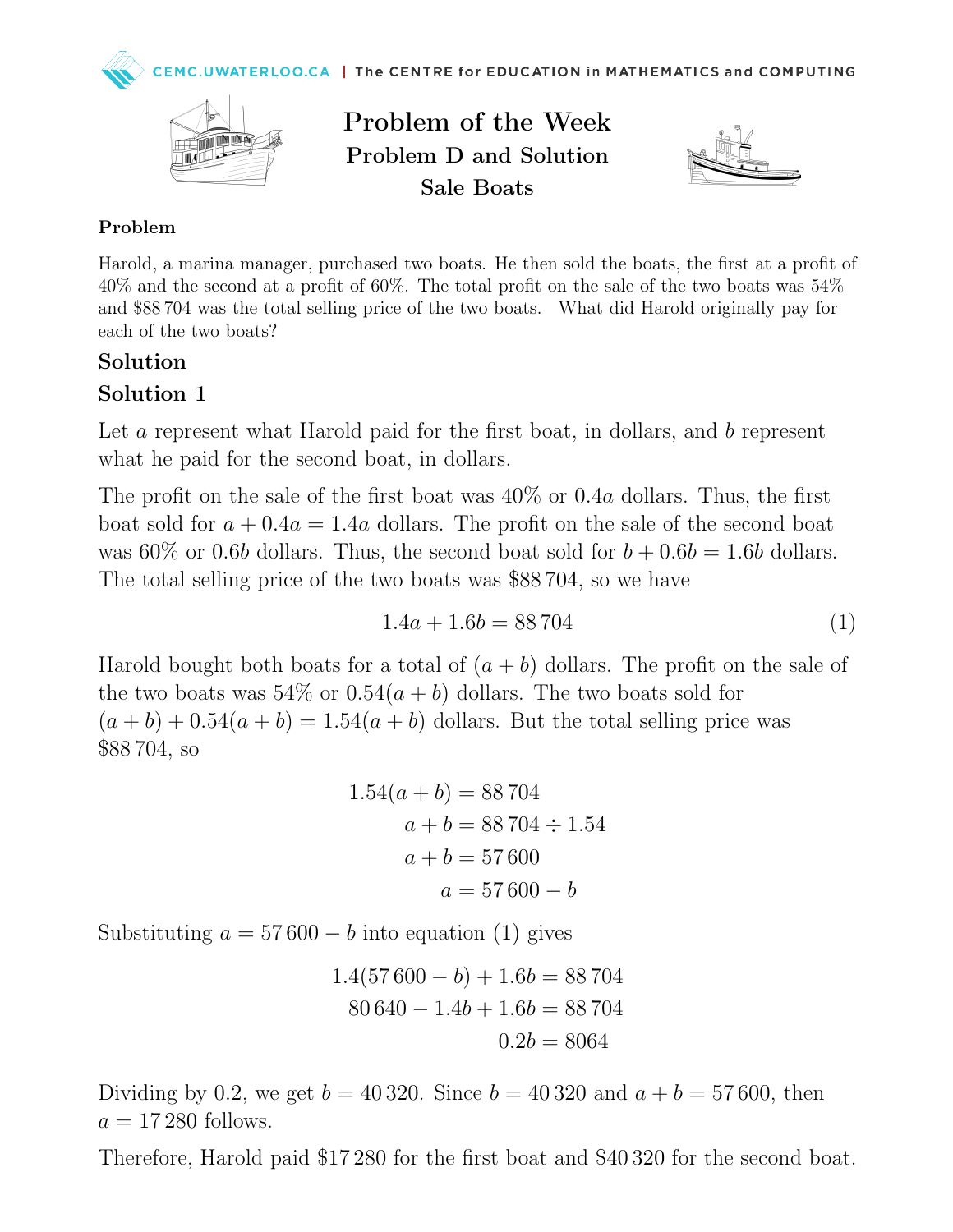# Problem of the Week
## Problem D and Solution
## Sale Boats

### Problem

Harold, a marina manager, purchased two boats. He then sold the boats, the first at a profit of 40% and the second at a profit of 60%. The total profit on the sale of the two boats was 54% and \$88 704 was the total selling price of the two boats. What did Harold originally pay for each of the two boats?

## Solution

## Solution 1

Let $a$ represent what Harold paid for the first boat, in dollars, and $b$ represent what he paid for the second boat, in dollars.

The profit on the sale of the first boat was 40% or $0.4a$ dollars. Thus, the first boat sold for $a + 0.4a = 1.4a$ dollars. The profit on the sale of the second boat was 60% or $0.6b$ dollars. Thus, the second boat sold for $b + 0.6b = 1.6b$ dollars. The total selling price of the two boats was \$88 704, so we have

$$1.4a + 1.6b = 88\,704 \qquad (1)$$

Harold bought both boats for a total of $(a + b)$ dollars. The profit on the sale of the two boats was 54% or $0.54(a + b)$ dollars. The two boats sold for $(a + b) + 0.54(a + b) = 1.54(a + b)$ dollars. But the total selling price was \$88 704, so

$$\begin{aligned}
1.54(a+b) &= 88\,704 \\
a + b &= 88\,704 \div 1.54 \\
a + b &= 57\,600 \\
a &= 57\,600 - b
\end{aligned}$$

Substituting $a = 57\,600 - b$ into equation (1) gives

$$\begin{aligned}
1.4(57\,600 - b) + 1.6b &= 88\,704 \\
80\,640 - 1.4b + 1.6b &= 88\,704 \\
0.2b &= 8064
\end{aligned}$$

Dividing by 0.2, we get $b = 40\,320$. Since $b = 40\,320$ and $a + b = 57\,600$, then $a = 17\,280$ follows.

Therefore, Harold paid \$17 280 for the first boat and \$40 320 for the second boat.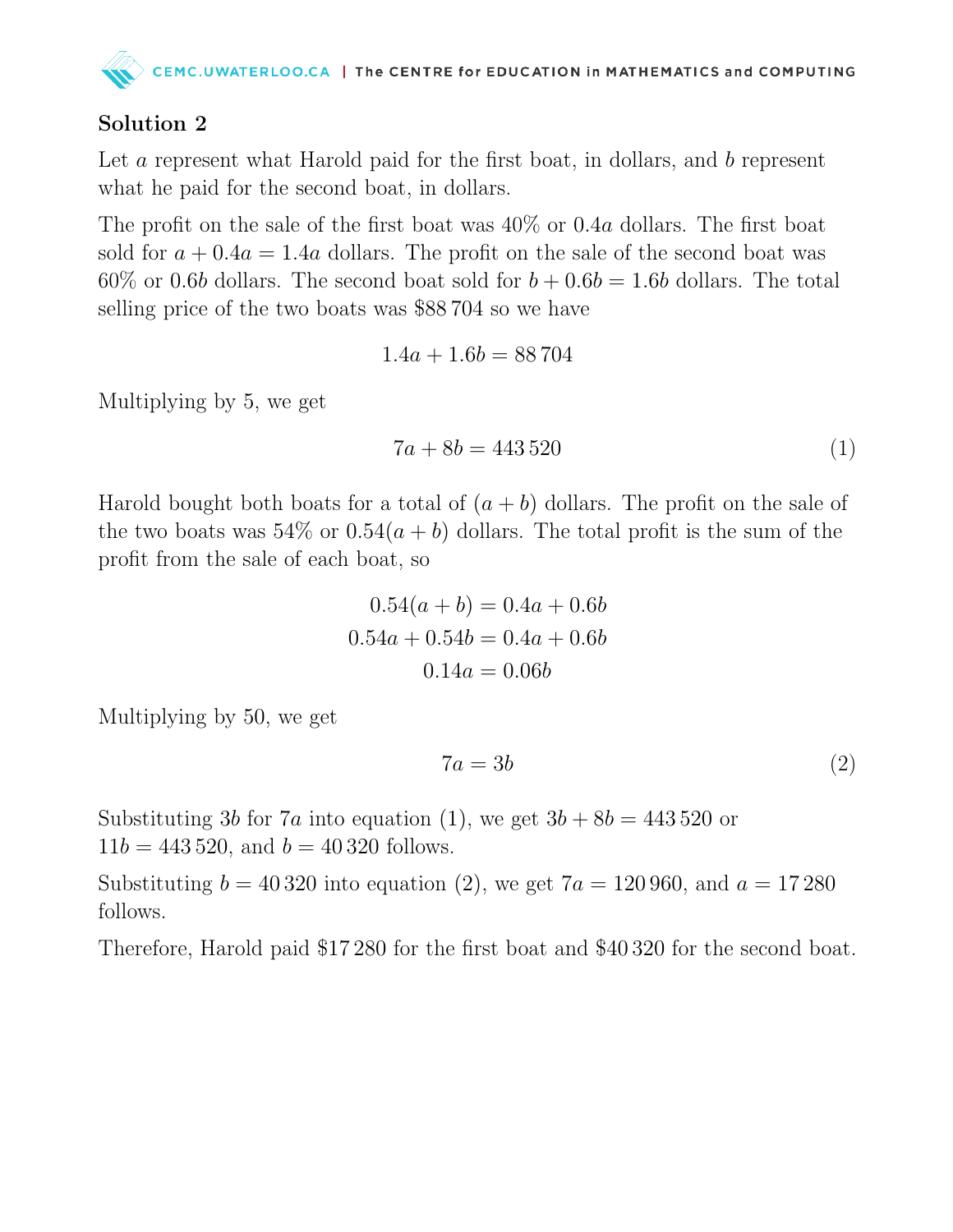**Solution 2**

Let $a$ represent what Harold paid for the first boat, in dollars, and $b$ represent what he paid for the second boat, in dollars.

The profit on the sale of the first boat was 40% or $0.4a$ dollars. The first boat sold for $a + 0.4a = 1.4a$ dollars. The profit on the sale of the second boat was 60% or $0.6b$ dollars. The second boat sold for $b + 0.6b = 1.6b$ dollars. The total selling price of the two boats was \$88 704 so we have

$$1.4a + 1.6b = 88\,704$$

Multiplying by 5, we get

$$7a + 8b = 443\,520 \tag{1}$$

Harold bought both boats for a total of $(a + b)$ dollars. The profit on the sale of the two boats was 54% or $0.54(a + b)$ dollars. The total profit is the sum of the profit from the sale of each boat, so

$$\begin{aligned} 0.54(a + b) &= 0.4a + 0.6b \\ 0.54a + 0.54b &= 0.4a + 0.6b \\ 0.14a &= 0.06b \end{aligned}$$

Multiplying by 50, we get

$$7a = 3b \tag{2}$$

Substituting $3b$ for $7a$ into equation (1), we get $3b + 8b = 443\,520$ or $11b = 443\,520$, and $b = 40\,320$ follows.

Substituting $b = 40\,320$ into equation (2), we get $7a = 120\,960$, and $a = 17\,280$ follows.

Therefore, Harold paid \$17 280 for the first boat and \$40 320 for the second boat.